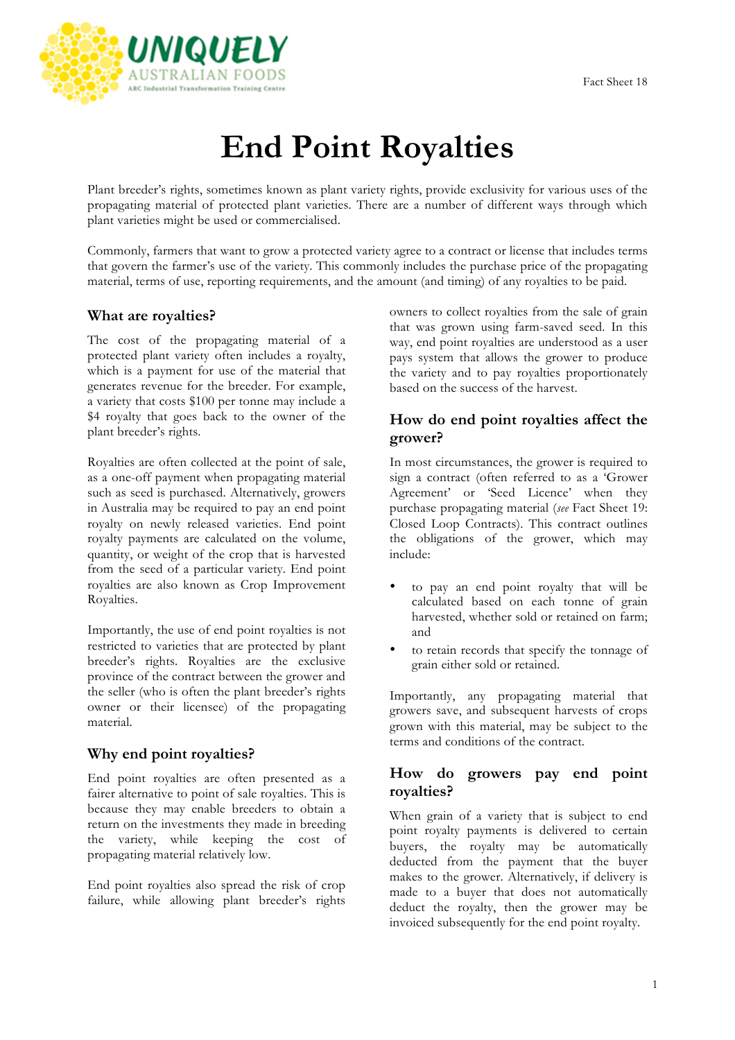# End Point Royalties

Plant breeder's rights, sometimes known as plant variety rights, provide exclusivity for various uses of the propagating material of protected plant varieties. There are a number of different ways through which plant varieties might be used or commercialised.

Commonly, farmers that want to grow a protected variety agree to a contract or license that includes terms that govern the farmer's use of the variety. This commonly includes the purchase price of the propagating material, terms of use, reporting requirements, and the amount (and timing) of any royalties to be paid.

## What are royalties?

The cost of the propagating material of a protected plant variety often includes a royalty, which is a payment for use of the material that generates revenue for the breeder. For example, a variety that costs $100 per tonne may include a $4 royalty that goes back to the owner of the plant breeder's rights.

Royalties are often collected at the point of sale, as a one-off payment when propagating material such as seed is purchased. Alternatively, growers in Australia may be required to pay an end point royalty on newly released varieties. End point royalty payments are calculated on the volume, quantity, or weight of the crop that is harvested from the seed of a particular variety. End point royalties are also known as Crop Improvement Royalties.

Importantly, the use of end point royalties is not restricted to varieties that are protected by plant breeder's rights. Royalties are the exclusive province of the contract between the grower and the seller (who is often the plant breeder's rights owner or their licensee) of the propagating material.

## Why end point royalties?

End point royalties are often presented as a fairer alternative to point of sale royalties. This is because they may enable breeders to obtain a return on the investments they made in breeding the variety, while keeping the cost of propagating material relatively low.

End point royalties also spread the risk of crop failure, while allowing plant breeder's rights owners to collect royalties from the sale of grain that was grown using farm-saved seed. In this way, end point royalties are understood as a user pays system that allows the grower to produce the variety and to pay royalties proportionately based on the success of the harvest.

## How do end point royalties affect the grower?

In most circumstances, the grower is required to sign a contract (often referred to as a 'Grower Agreement' or 'Seed Licence' when they purchase propagating material (*see* Fact Sheet 19: Closed Loop Contracts). This contract outlines the obligations of the grower, which may include:

- to pay an end point royalty that will be calculated based on each tonne of grain harvested, whether sold or retained on farm; and
- to retain records that specify the tonnage of grain either sold or retained.

Importantly, any propagating material that growers save, and subsequent harvests of crops grown with this material, may be subject to the terms and conditions of the contract.

## How do growers pay end point royalties?

When grain of a variety that is subject to end point royalty payments is delivered to certain buyers, the royalty may be automatically deducted from the payment that the buyer makes to the grower. Alternatively, if delivery is made to a buyer that does not automatically deduct the royalty, then the grower may be invoiced subsequently for the end point royalty.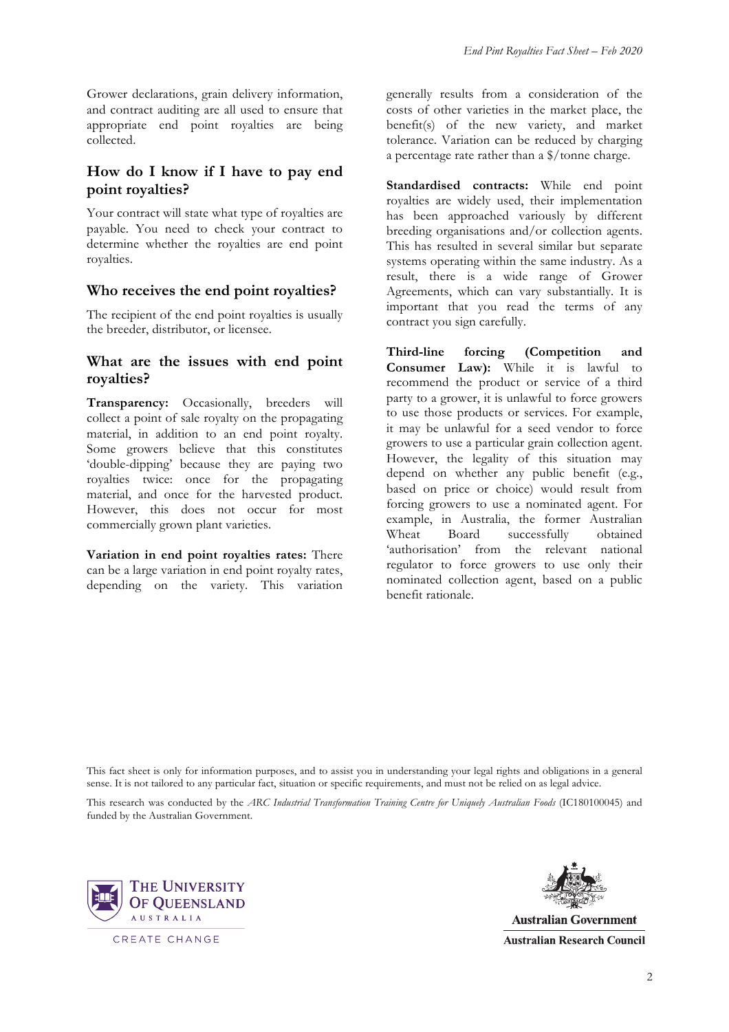Grower declarations, grain delivery information, and contract auditing are all used to ensure that appropriate end point royalties are being collected.

## How do I know if I have to pay end point royalties?

Your contract will state what type of royalties are payable. You need to check your contract to determine whether the royalties are end point royalties.

## Who receives the end point royalties?

The recipient of the end point royalties is usually the breeder, distributor, or licensee.

## What are the issues with end point royalties?

**Transparency:** Occasionally, breeders will collect a point of sale royalty on the propagating material, in addition to an end point royalty. Some growers believe that this constitutes 'double-dipping' because they are paying two royalties twice: once for the propagating material, and once for the harvested product. However, this does not occur for most commercially grown plant varieties.

**Variation in end point royalties rates:** There can be a large variation in end point royalty rates, depending on the variety. This variation generally results from a consideration of the costs of other varieties in the market place, the benefit(s) of the new variety, and market tolerance. Variation can be reduced by charging a percentage rate rather than a $/tonne charge.

**Standardised contracts:** While end point royalties are widely used, their implementation has been approached variously by different breeding organisations and/or collection agents. This has resulted in several similar but separate systems operating within the same industry. As a result, there is a wide range of Grower Agreements, which can vary substantially. It is important that you read the terms of any contract you sign carefully.

**Third-line forcing (Competition and Consumer Law):** While it is lawful to recommend the product or service of a third party to a grower, it is unlawful to force growers to use those products or services. For example, it may be unlawful for a seed vendor to force growers to use a particular grain collection agent. However, the legality of this situation may depend on whether any public benefit (e.g., based on price or choice) would result from forcing growers to use a nominated agent. For example, in Australia, the former Australian Wheat Board successfully obtained 'authorisation' from the relevant national regulator to force growers to use only their nominated collection agent, based on a public benefit rationale.

This fact sheet is only for information purposes, and to assist you in understanding your legal rights and obligations in a general sense. It is not tailored to any particular fact, situation or specific requirements, and must not be relied on as legal advice.

This research was conducted by the *ARC Industrial Transformation Training Centre for Uniquely Australian Foods* (IC180100045) and funded by the Australian Government.

The University of Queensland Australia — Create Change

Australian Government — Australian Research Council